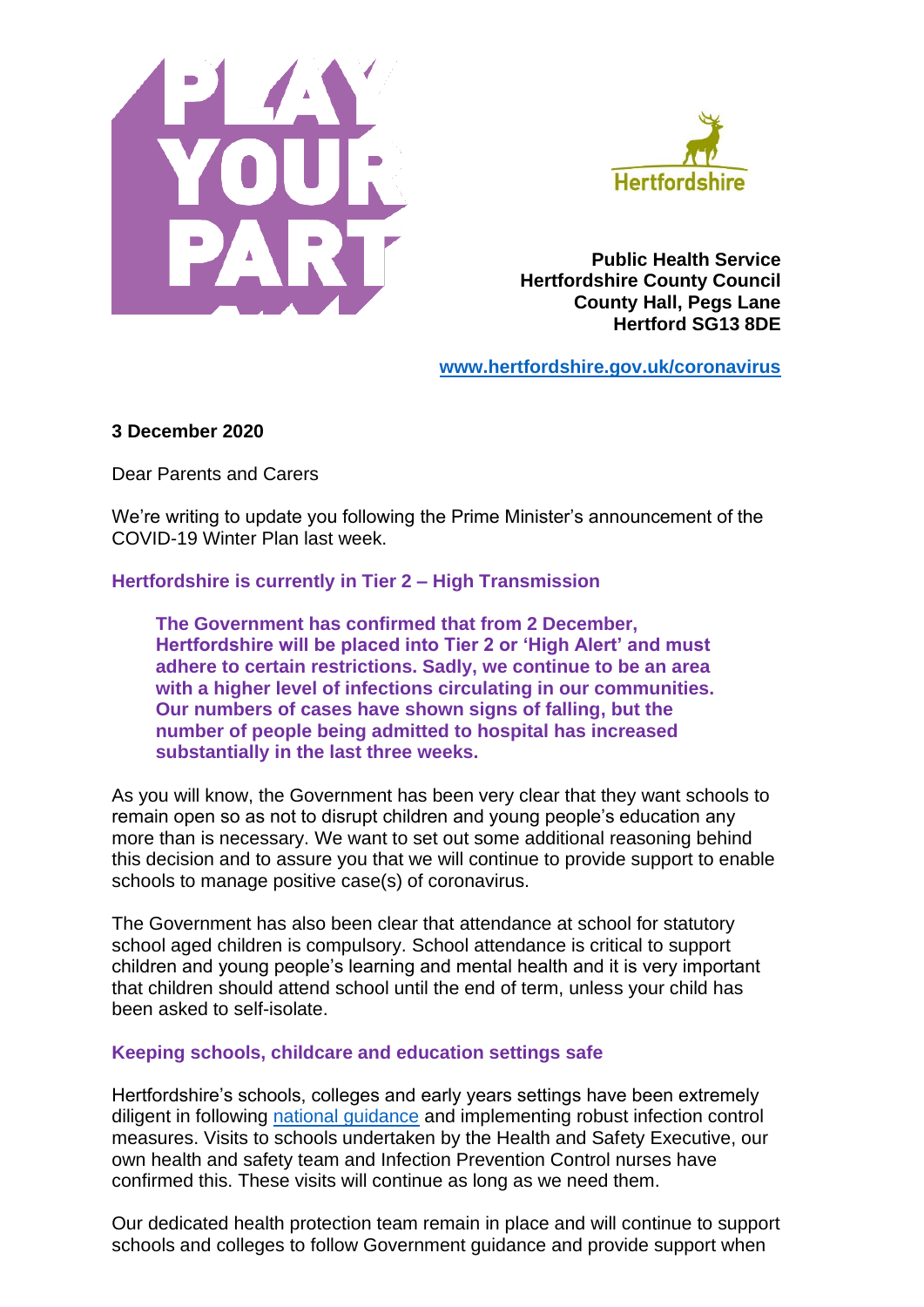**Public Health Service**
**Hertfordshire County Council**
**County Hall, Pegs Lane**
**Hertford SG13 8DE**

**[www.hertfordshire.gov.uk/coronavirus](www.hertfordshire.gov.uk/coronavirus)**

**3 December 2020**

Dear Parents and Carers

We're writing to update you following the Prime Minister's announcement of the COVID-19 Winter Plan last week.

## Hertfordshire is currently in Tier 2 – High Transmission

> **The Government has confirmed that from 2 December, Hertfordshire will be placed into Tier 2 or 'High Alert' and must adhere to certain restrictions. Sadly, we continue to be an area with a higher level of infections circulating in our communities. Our numbers of cases have shown signs of falling, but the number of people being admitted to hospital has increased substantially in the last three weeks.**

As you will know, the Government has been very clear that they want schools to remain open so as not to disrupt children and young people's education any more than is necessary. We want to set out some additional reasoning behind this decision and to assure you that we will continue to provide support to enable schools to manage positive case(s) of coronavirus.

The Government has also been clear that attendance at school for statutory school aged children is compulsory. School attendance is critical to support children and young people's learning and mental health and it is very important that children should attend school until the end of term, unless your child has been asked to self-isolate.

## Keeping schools, childcare and education settings safe

Hertfordshire's schools, colleges and early years settings have been extremely diligent in following national guidance and implementing robust infection control measures. Visits to schools undertaken by the Health and Safety Executive, our own health and safety team and Infection Prevention Control nurses have confirmed this. These visits will continue as long as we need them.

Our dedicated health protection team remain in place and will continue to support schools and colleges to follow Government guidance and provide support when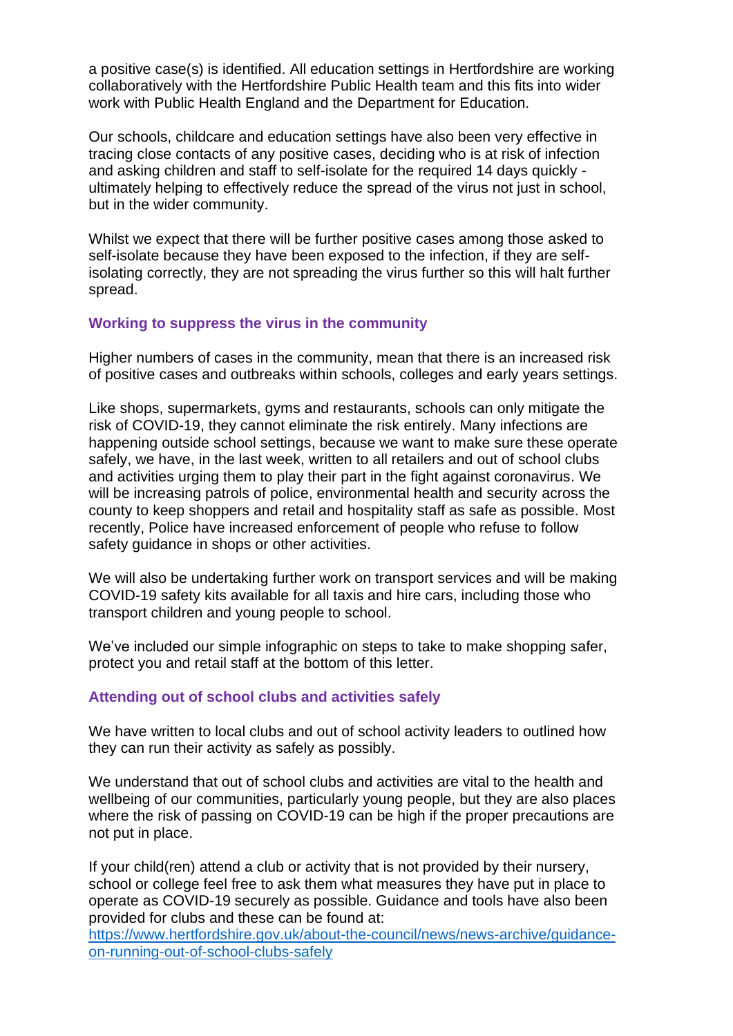a positive case(s) is identified. All education settings in Hertfordshire are working collaboratively with the Hertfordshire Public Health team and this fits into wider work with Public Health England and the Department for Education.

Our schools, childcare and education settings have also been very effective in tracing close contacts of any positive cases, deciding who is at risk of infection and asking children and staff to self-isolate for the required 14 days quickly - ultimately helping to effectively reduce the spread of the virus not just in school, but in the wider community.

Whilst we expect that there will be further positive cases among those asked to self-isolate because they have been exposed to the infection, if they are self-isolating correctly, they are not spreading the virus further so this will halt further spread.

### Working to suppress the virus in the community

Higher numbers of cases in the community, mean that there is an increased risk of positive cases and outbreaks within schools, colleges and early years settings.

Like shops, supermarkets, gyms and restaurants, schools can only mitigate the risk of COVID-19, they cannot eliminate the risk entirely. Many infections are happening outside school settings, because we want to make sure these operate safely, we have, in the last week, written to all retailers and out of school clubs and activities urging them to play their part in the fight against coronavirus. We will be increasing patrols of police, environmental health and security across the county to keep shoppers and retail and hospitality staff as safe as possible. Most recently, Police have increased enforcement of people who refuse to follow safety guidance in shops or other activities.

We will also be undertaking further work on transport services and will be making COVID-19 safety kits available for all taxis and hire cars, including those who transport children and young people to school.

We've included our simple infographic on steps to take to make shopping safer, protect you and retail staff at the bottom of this letter.

### Attending out of school clubs and activities safely

We have written to local clubs and out of school activity leaders to outlined how they can run their activity as safely as possibly.

We understand that out of school clubs and activities are vital to the health and wellbeing of our communities, particularly young people, but they are also places where the risk of passing on COVID-19 can be high if the proper precautions are not put in place.

If your child(ren) attend a club or activity that is not provided by their nursery, school or college feel free to ask them what measures they have put in place to operate as COVID-19 securely as possible. Guidance and tools have also been provided for clubs and these can be found at:
[https://www.hertfordshire.gov.uk/about-the-council/news/news-archive/guidance-on-running-out-of-school-clubs-safely](https://www.hertfordshire.gov.uk/about-the-council/news/news-archive/guidance-on-running-out-of-school-clubs-safely)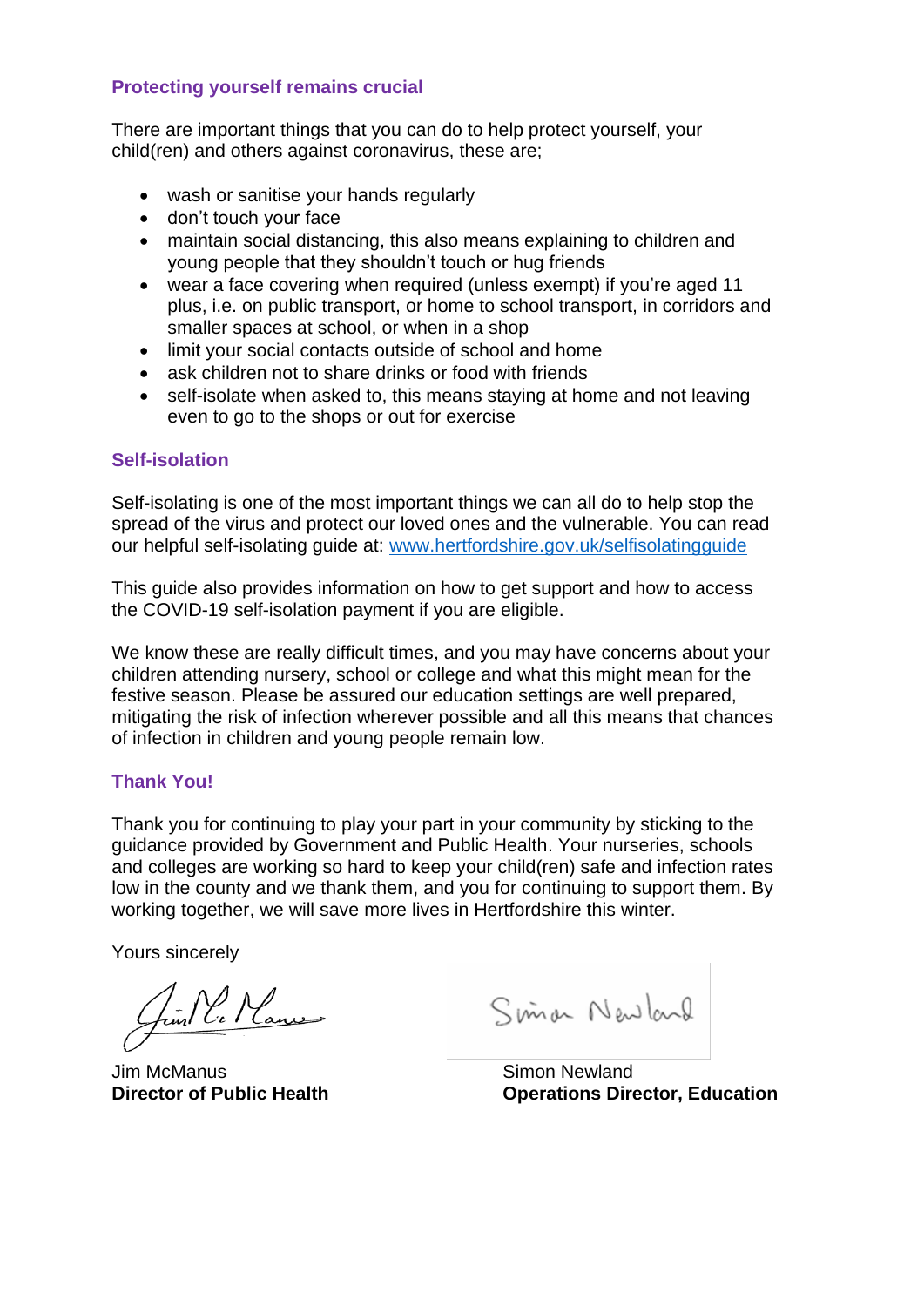## Protecting yourself remains crucial

There are important things that you can do to help protect yourself, your child(ren) and others against coronavirus, these are;

- wash or sanitise your hands regularly
- don't touch your face
- maintain social distancing, this also means explaining to children and young people that they shouldn't touch or hug friends
- wear a face covering when required (unless exempt) if you're aged 11 plus, i.e. on public transport, or home to school transport, in corridors and smaller spaces at school, or when in a shop
- limit your social contacts outside of school and home
- ask children not to share drinks or food with friends
- self-isolate when asked to, this means staying at home and not leaving even to go to the shops or out for exercise

## Self-isolation

Self-isolating is one of the most important things we can all do to help stop the spread of the virus and protect our loved ones and the vulnerable. You can read our helpful self-isolating guide at: [www.hertfordshire.gov.uk/selfisolatingguide](http://www.hertfordshire.gov.uk/selfisolatingguide)

This guide also provides information on how to get support and how to access the COVID-19 self-isolation payment if you are eligible.

We know these are really difficult times, and you may have concerns about your children attending nursery, school or college and what this might mean for the festive season. Please be assured our education settings are well prepared, mitigating the risk of infection wherever possible and all this means that chances of infection in children and young people remain low.

## Thank You!

Thank you for continuing to play your part in your community by sticking to the guidance provided by Government and Public Health. Your nurseries, schools and colleges are working so hard to keep your child(ren) safe and infection rates low in the county and we thank them, and you for continuing to support them. By working together, we will save more lives in Hertfordshire this winter.

Yours sincerely

Jim McManus
**Director of Public Health**

Simon Newland
**Operations Director, Education**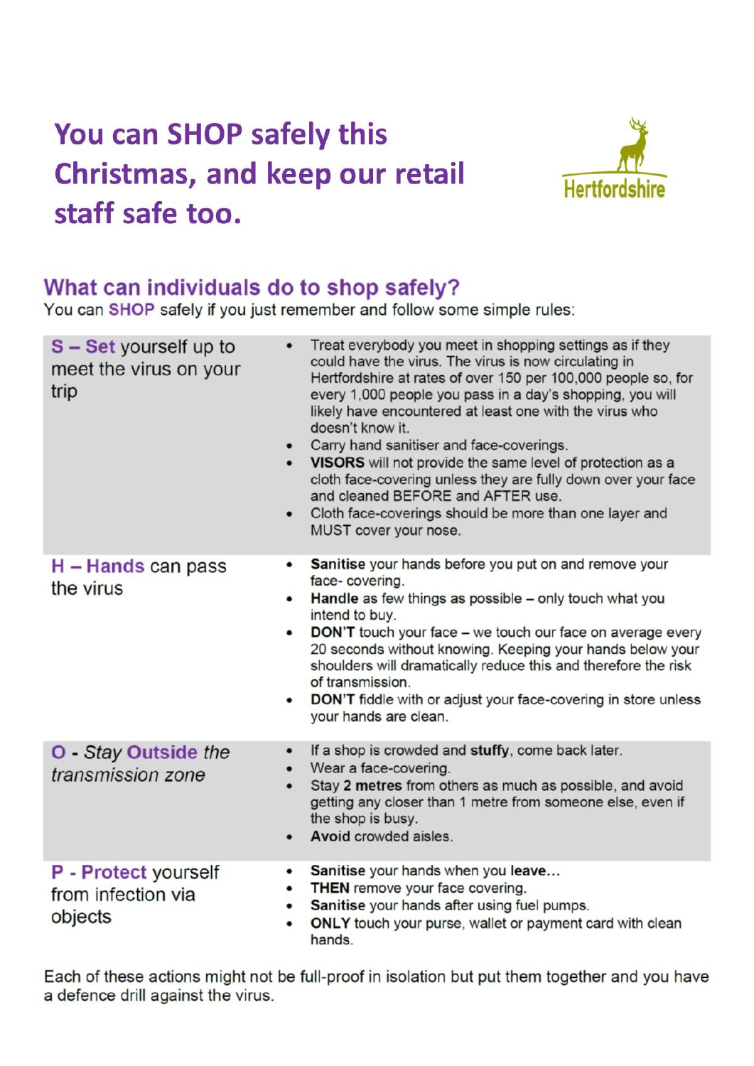# You can SHOP safely this Christmas, and keep our retail staff safe too.

Hertfordshire

## What can individuals do to shop safely?

You can **SHOP** safely if you just remember and follow some simple rules:

| | |
|---|---|
| **S – Set** yourself up to meet the virus on your trip | • Treat everybody you meet in shopping settings as if they could have the virus. The virus is now circulating in Hertfordshire at rates of over 150 per 100,000 people so, for every 1,000 people you pass in a day's shopping, you will likely have encountered at least one with the virus who doesn't know it.<br>• Carry hand sanitiser and face-coverings.<br>• **VISORS** will not provide the same level of protection as a cloth face-covering unless they are fully down over your face and cleaned BEFORE and AFTER use.<br>• Cloth face-coverings should be more than one layer and MUST cover your nose. |
| **H – Hands** can pass the virus | • **Sanitise** your hands before you put on and remove your face- covering.<br>• **Handle** as few things as possible – only touch what you intend to buy.<br>• **DON'T** touch your face – we touch our face on average every 20 seconds without knowing. Keeping your hands below your shoulders will dramatically reduce this and therefore the risk of transmission.<br>• **DON'T** fiddle with or adjust your face-covering in store unless your hands are clean. |
| **O** - *Stay* ***Outside*** *the transmission zone* | • If a shop is crowded and **stuffy**, come back later.<br>• Wear a face-covering.<br>• Stay **2 metres** from others as much as possible, and avoid getting any closer than 1 metre from someone else, even if the shop is busy.<br>• **Avoid** crowded aisles. |
| **P - Protect** yourself from infection via objects | • **Sanitise** your hands when you **leave…**<br>• **THEN** remove your face covering.<br>• **Sanitise** your hands after using fuel pumps.<br>• **ONLY** touch your purse, wallet or payment card with clean hands. |

Each of these actions might not be full-proof in isolation but put them together and you have a defence drill against the virus.